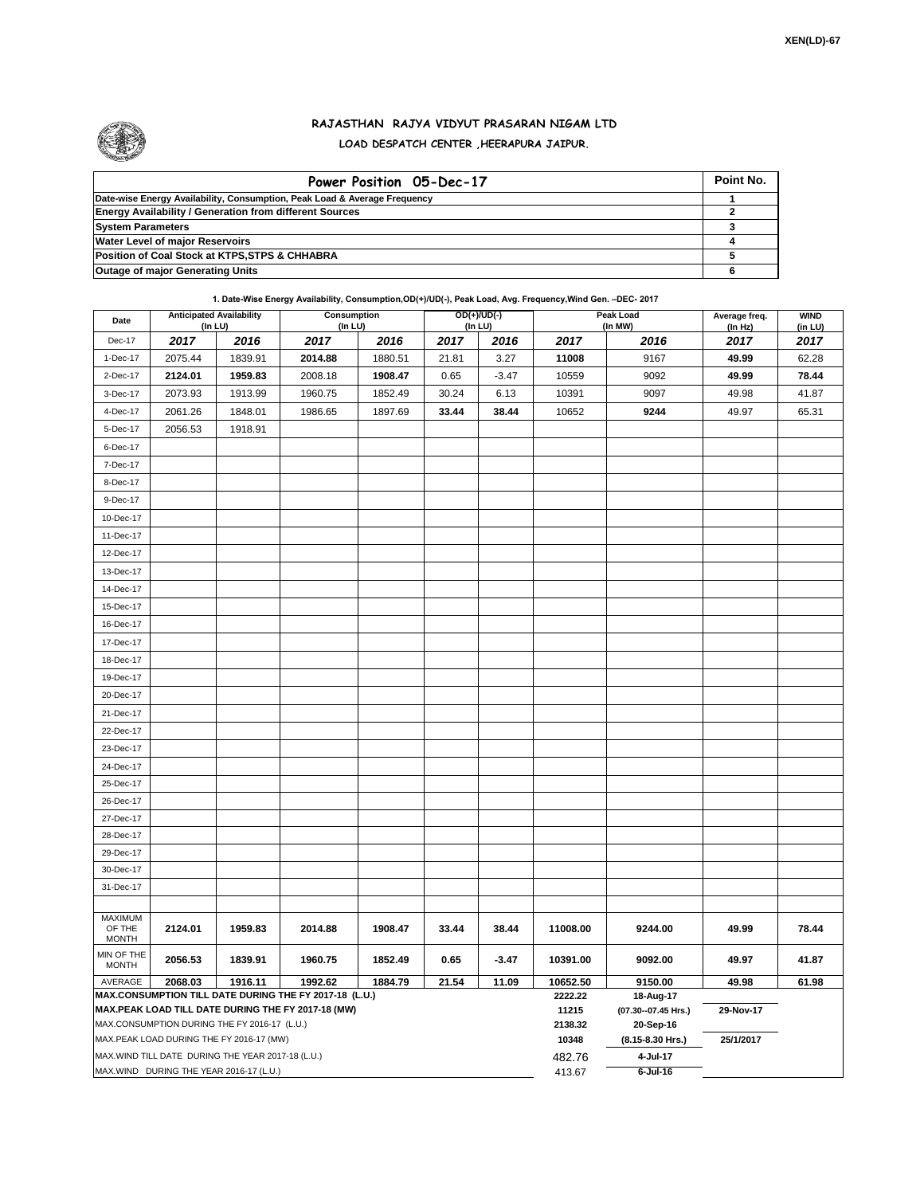XEN(LD)-67

# RAJASTHAN RAJYA VIDYUT PRASARAN NIGAM LTD

## LOAD DESPATCH CENTER ,HEERAPURA JAIPUR.

| Power Position 05-Dec-17 | Point No. |
|---|---|
| Date-wise Energy Availability, Consumption, Peak Load & Average Frequency | 1 |
| Energy Availability / Generation from different Sources | 2 |
| System Parameters | 3 |
| Water Level of major Reservoirs | 4 |
| Position of Coal Stock at KTPS,STPS & CHHABRA | 5 |
| Outage of major Generating Units | 6 |

**1. Date-Wise Energy Availability, Consumption,OD(+)/UD(-), Peak Load, Avg. Frequency,Wind Gen. –DEC- 2017**

| Date | Anticipated Availability (In LU) | | Consumption (In LU) | | OD(+)/UD(-) (In LU) | | Peak Load (In MW) | | Average freq. (In Hz) | WIND (in LU) |
|---|---|---|---|---|---|---|---|---|---|---|
| Dec-17 | 2017 | 2016 | 2017 | 2016 | 2017 | 2016 | 2017 | 2016 | 2017 | 2017 |
| 1-Dec-17 | 2075.44 | 1839.91 | **2014.88** | 1880.51 | 21.81 | 3.27 | **11008** | 9167 | **49.99** | 62.28 |
| 2-Dec-17 | **2124.01** | **1959.83** | 2008.18 | **1908.47** | 0.65 | -3.47 | 10559 | 9092 | **49.99** | **78.44** |
| 3-Dec-17 | 2073.93 | 1913.99 | 1960.75 | 1852.49 | 30.24 | 6.13 | 10391 | 9097 | 49.98 | 41.87 |
| 4-Dec-17 | 2061.26 | 1848.01 | 1986.65 | 1897.69 | **33.44** | **38.44** | 10652 | **9244** | 49.97 | 65.31 |
| 5-Dec-17 | 2056.53 | 1918.91 | | | | | | | | |
| 6-Dec-17 | | | | | | | | | | |
| 7-Dec-17 | | | | | | | | | | |
| 8-Dec-17 | | | | | | | | | | |
| 9-Dec-17 | | | | | | | | | | |
| 10-Dec-17 | | | | | | | | | | |
| 11-Dec-17 | | | | | | | | | | |
| 12-Dec-17 | | | | | | | | | | |
| 13-Dec-17 | | | | | | | | | | |
| 14-Dec-17 | | | | | | | | | | |
| 15-Dec-17 | | | | | | | | | | |
| 16-Dec-17 | | | | | | | | | | |
| 17-Dec-17 | | | | | | | | | | |
| 18-Dec-17 | | | | | | | | | | |
| 19-Dec-17 | | | | | | | | | | |
| 20-Dec-17 | | | | | | | | | | |
| 21-Dec-17 | | | | | | | | | | |
| 22-Dec-17 | | | | | | | | | | |
| 23-Dec-17 | | | | | | | | | | |
| 24-Dec-17 | | | | | | | | | | |
| 25-Dec-17 | | | | | | | | | | |
| 26-Dec-17 | | | | | | | | | | |
| 27-Dec-17 | | | | | | | | | | |
| 28-Dec-17 | | | | | | | | | | |
| 29-Dec-17 | | | | | | | | | | |
| 30-Dec-17 | | | | | | | | | | |
| 31-Dec-17 | | | | | | | | | | |
| MAXIMUM OF THE MONTH | 2124.01 | 1959.83 | 2014.88 | 1908.47 | 33.44 | 38.44 | 11008.00 | 9244.00 | 49.99 | 78.44 |
| MIN OF THE MONTH | 2056.53 | 1839.91 | 1960.75 | 1852.49 | 0.65 | -3.47 | 10391.00 | 9092.00 | 49.97 | 41.87 |
| AVERAGE | 2068.03 | 1916.11 | 1992.62 | 1884.79 | 21.54 | 11.09 | 10652.50 | 9150.00 | 49.98 | 61.98 |
| MAX.CONSUMPTION TILL DATE DURING THE FY 2017-18 (L.U.) | | | | | | | 2222.22 | 18-Aug-17 | | |
| MAX.PEAK LOAD TILL DATE DURING THE FY 2017-18 (MW) | | | | | | | 11215 | (07.30--07.45 Hrs.) | 29-Nov-17 | |
| MAX.CONSUMPTION DURING THE FY 2016-17 (L.U.) | | | | | | | 2138.32 | 20-Sep-16 | | |
| MAX.PEAK LOAD DURING THE FY 2016-17 (MW) | | | | | | | 10348 | (8.15-8.30 Hrs.) | 25/1/2017 | |
| MAX.WIND TILL DATE DURING THE YEAR 2017-18 (L.U.) | | | | | | | 482.76 | 4-Jul-17 | | |
| MAX.WIND DURING THE YEAR 2016-17 (L.U.) | | | | | | | 413.67 | 6-Jul-16 | | |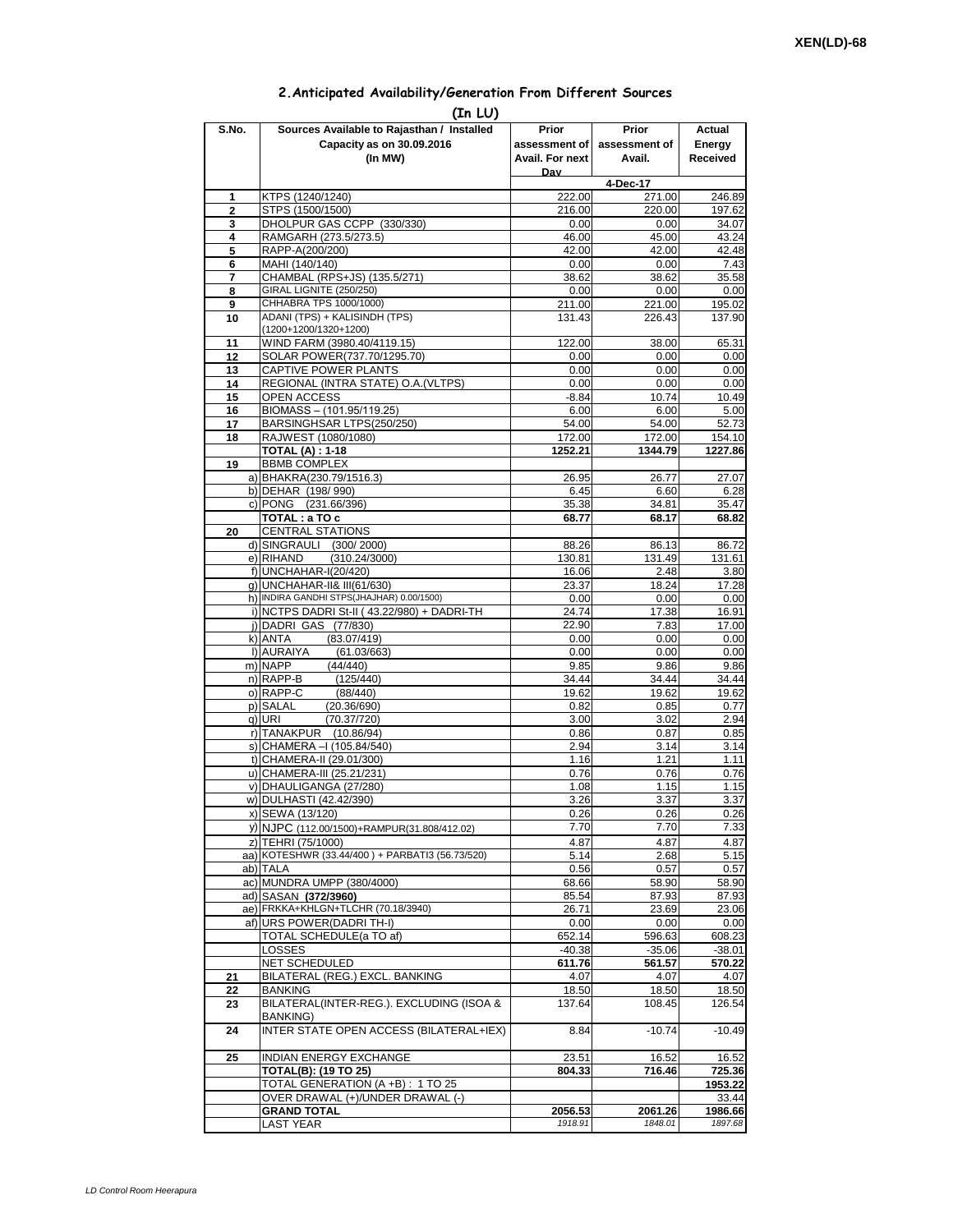XEN(LD)-68

## 2.Anticipated Availability/Generation From Different Sources

(In LU)

| S.No. | Sources Available to Rajasthan / Installed Capacity as on 30.09.2016 (In MW) | Prior assessment of Avail. For next Day | Prior assessment of Avail. | Actual Energy Received |
|---|---|---|---|---|
| | | | 4-Dec-17 | |
| 1 | KTPS (1240/1240) | 222.00 | 271.00 | 246.89 |
| 2 | STPS (1500/1500) | 216.00 | 220.00 | 197.62 |
| 3 | DHOLPUR GAS CCPP (330/330) | 0.00 | 0.00 | 34.07 |
| 4 | RAMGARH (273.5/273.5) | 46.00 | 45.00 | 43.24 |
| 5 | RAPP-A(200/200) | 42.00 | 42.00 | 42.48 |
| 6 | MAHI (140/140) | 0.00 | 0.00 | 7.43 |
| 7 | CHAMBAL (RPS+JS) (135.5/271) | 38.62 | 38.62 | 35.58 |
| 8 | GIRAL LIGNITE (250/250) | 0.00 | 0.00 | 0.00 |
| 9 | CHHABRA TPS 1000/1000) | 211.00 | 221.00 | 195.02 |
| 10 | ADANI (TPS) + KALISINDH (TPS) (1200+1200/1320+1200) | 131.43 | 226.43 | 137.90 |
| 11 | WIND FARM (3980.40/4119.15) | 122.00 | 38.00 | 65.31 |
| 12 | SOLAR POWER(737.70/1295.70) | 0.00 | 0.00 | 0.00 |
| 13 | CAPTIVE POWER PLANTS | 0.00 | 0.00 | 0.00 |
| 14 | REGIONAL (INTRA STATE) O.A.(VLTPS) | 0.00 | 0.00 | 0.00 |
| 15 | OPEN ACCESS | -8.84 | 10.74 | 10.49 |
| 16 | BIOMASS – (101.95/119.25) | 6.00 | 6.00 | 5.00 |
| 17 | BARSINGHSAR LTPS(250/250) | 54.00 | 54.00 | 52.73 |
| 18 | RAJWEST (1080/1080) | 172.00 | 172.00 | 154.10 |
| | **TOTAL (A) : 1-18** | **1252.21** | **1344.79** | **1227.86** |
| 19 | BBMB COMPLEX | | | |
| a) | BHAKRA(230.79/1516.3) | 26.95 | 26.77 | 27.07 |
| b) | DEHAR (198/ 990) | 6.45 | 6.60 | 6.28 |
| c) | PONG (231.66/396) | 35.38 | 34.81 | 35.47 |
| | **TOTAL : a TO c** | **68.77** | **68.17** | **68.82** |
| 20 | CENTRAL STATIONS | | | |
| d) | SINGRAULI (300/ 2000) | 88.26 | 86.13 | 86.72 |
| e) | RIHAND (310.24/3000) | 130.81 | 131.49 | 131.61 |
| f) | UNCHAHAR-I(20/420) | 16.06 | 2.48 | 3.80 |
| g) | UNCHAHAR-II& III(61/630) | 23.37 | 18.24 | 17.28 |
| h) | INDIRA GANDHI STPS(JHAJHAR) 0.00/1500) | 0.00 | 0.00 | 0.00 |
| i) | NCTPS DADRI St-II ( 43.22/980) + DADRI-TH | 24.74 | 17.38 | 16.91 |
| j) | DADRI GAS (77/830) | 22.90 | 7.83 | 17.00 |
| k) | ANTA (83.07/419) | 0.00 | 0.00 | 0.00 |
| l) | AURAIYA (61.03/663) | 0.00 | 0.00 | 0.00 |
| m) | NAPP (44/440) | 9.85 | 9.86 | 9.86 |
| n) | RAPP-B (125/440) | 34.44 | 34.44 | 34.44 |
| o) | RAPP-C (88/440) | 19.62 | 19.62 | 19.62 |
| p) | SALAL (20.36/690) | 0.82 | 0.85 | 0.77 |
| q) | URI (70.37/720) | 3.00 | 3.02 | 2.94 |
| r) | TANAKPUR (10.86/94) | 0.86 | 0.87 | 0.85 |
| s) | CHAMERA –I (105.84/540) | 2.94 | 3.14 | 3.14 |
| t) | CHAMERA-II (29.01/300) | 1.16 | 1.21 | 1.11 |
| u) | CHAMERA-III (25.21/231) | 0.76 | 0.76 | 0.76 |
| v) | DHAULIGANGA (27/280) | 1.08 | 1.15 | 1.15 |
| w) | DULHASTI (42.42/390) | 3.26 | 3.37 | 3.37 |
| x) | SEWA (13/120) | 0.26 | 0.26 | 0.26 |
| y) | NJPC (112.00/1500)+RAMPUR(31.808/412.02) | 7.70 | 7.70 | 7.33 |
| z) | TEHRI (75/1000) | 4.87 | 4.87 | 4.87 |
| aa) | KOTESHWR (33.44/400 ) + PARBATI3 (56.73/520) | 5.14 | 2.68 | 5.15 |
| ab) | TALA | 0.56 | 0.57 | 0.57 |
| ac) | MUNDRA UMPP (380/4000) | 68.66 | 58.90 | 58.90 |
| ad) | SASAN **(372/3960)** | 85.54 | 87.93 | 87.93 |
| ae) | FRKKA+KHLGN+TLCHR (70.18/3940) | 26.71 | 23.69 | 23.06 |
| af) | URS POWER(DADRI TH-I) | 0.00 | 0.00 | 0.00 |
| | TOTAL SCHEDULE(a TO af) | 652.14 | 596.63 | 608.23 |
| | LOSSES | -40.38 | -35.06 | -38.01 |
| | NET SCHEDULED | **611.76** | **561.57** | **570.22** |
| 21 | BILATERAL (REG.) EXCL. BANKING | 4.07 | 4.07 | 4.07 |
| 22 | BANKING | 18.50 | 18.50 | 18.50 |
| 23 | BILATERAL(INTER-REG.). EXCLUDING (ISOA & BANKING) | 137.64 | 108.45 | 126.54 |
| 24 | INTER STATE OPEN ACCESS (BILATERAL+IEX) | 8.84 | -10.74 | -10.49 |
| 25 | INDIAN ENERGY EXCHANGE | 23.51 | 16.52 | 16.52 |
| | **TOTAL(B): (19 TO 25)** | **804.33** | **716.46** | **725.36** |
| | TOTAL GENERATION (A +B) : 1 TO 25 | | | **1953.22** |
| | OVER DRAWAL (+)/UNDER DRAWAL (-) | | | 33.44 |
| | **GRAND TOTAL** | **2056.53** | **2061.26** | **1986.66** |
| | LAST YEAR | *1918.91* | *1848.01* | *1897.68* |

*LD Control Room Heerapura*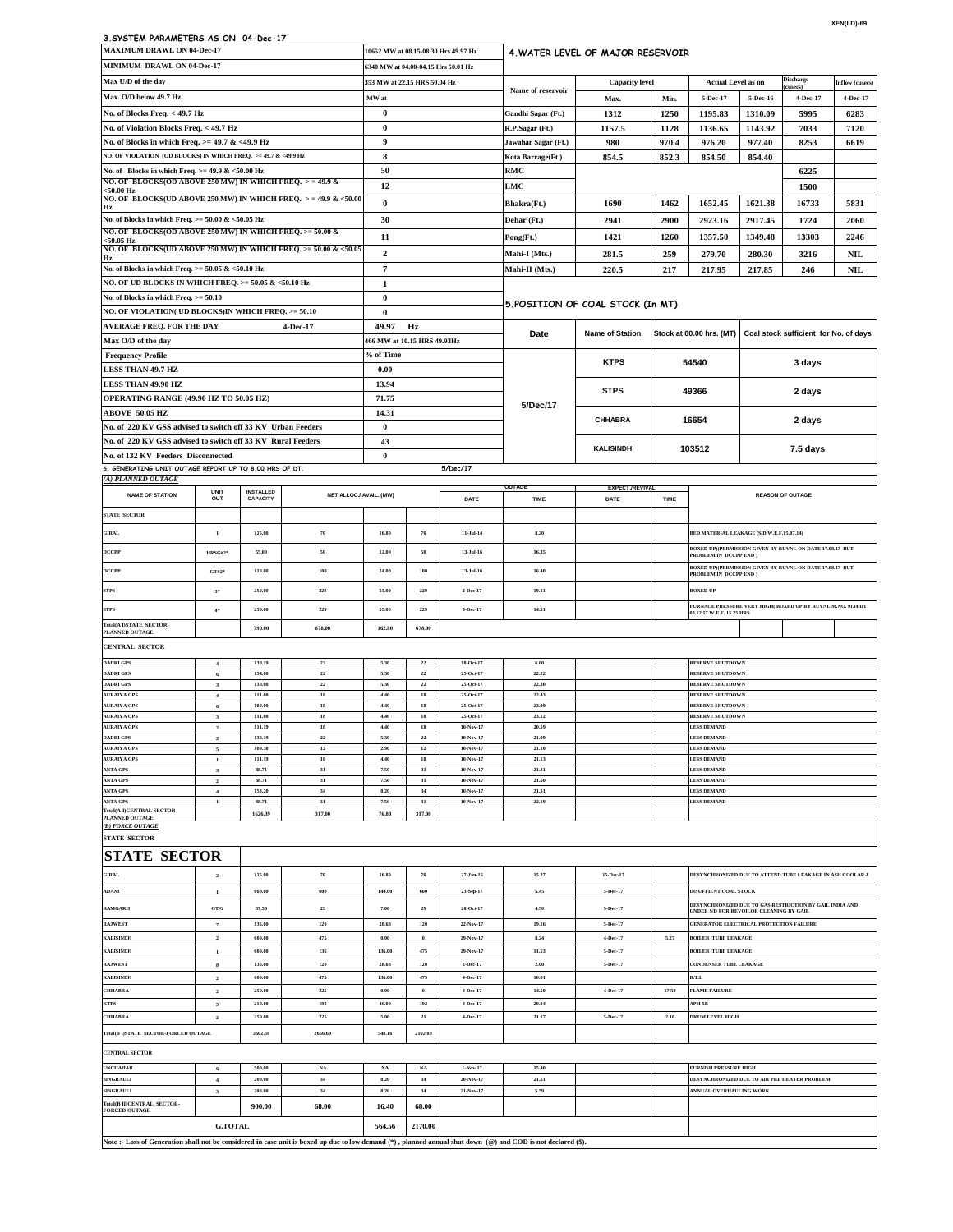XEN(LD)-69

### 3. SYSTEM PARAMETERS AS ON 04-Dec-17

| | | |
|---|---|---|
| MAXIMUM DRAWL ON 04-Dec-17 | | 10652 MW at 08.15-08.30 Hrs 49.97 Hz |
| MINIMUM DRAWL ON 04-Dec-17 | | 6340 MW at 04.00-04.15 Hrs 50.01 Hz |
| Max U/D of the day | | 353 MW at 22.15 HRS 50.04 Hz |
| Max. O/D below 49.7 Hz | | MW at |
| No. of Blocks Freq. < 49.7 Hz | | 0 |
| No. of Violation Blocks Freq. < 49.7 Hz | | 0 |
| No. of Blocks in which Freq. >= 49.7 & <49.9 Hz | | 9 |
| NO. OF VIOLATION (OD BLOCKS) IN WHICH FREQ. >= 49.7 & <49.9 Hz | | 8 |
| No. of Blocks in which Freq. >= 49.9 & <50.00 Hz | | 50 |
| NO. OF BLOCKS(OD ABOVE 250 MW) IN WHICH FREQ. >= 49.9 & <50.00 Hz | | 12 |
| NO. OF BLOCKS(UD ABOVE 250 MW) IN WHICH FREQ. >= 49.9 & <50.00 Hz | | 0 |
| No. of Blocks in which Freq. >= 50.00 & <50.05 Hz | | 30 |
| NO. OF BLOCKS(OD ABOVE 250 MW) IN WHICH FREQ. >= 50.00 & <50.05 Hz | | 11 |
| NO. OF BLOCKS(UD ABOVE 250 MW) IN WHICH FREQ. >= 50.00 & <50.05 Hz | | 2 |
| No. of Blocks in which Freq. >= 50.05 & <50.10 Hz | | 7 |
| NO. OF UD BLOCKS IN WHICH FREQ. >= 50.05 & <50.10 Hz | | 1 |
| No. of Blocks in which Freq. >= 50.10 | | 0 |
| NO. OF VIOLATION( UD BLOCKS)IN WHICH FREQ. >= 50.10 | | 0 |
| AVERAGE FREQ. FOR THE DAY | 4-Dec-17 | 49.97 Hz |
| Max O/D of the day | | 466 MW at 10.15 HRS 49.93Hz |
| Frequency Profile | | % of Time |
| LESS THAN 49.7 HZ | | 0.00 |
| LESS THAN 49.90 HZ | | 13.94 |
| OPERATING RANGE (49.90 HZ TO 50.05 HZ) | | 71.75 |
| ABOVE 50.05 HZ | | 14.31 |
| No. of 220 KV GSS advised to switch off 33 KV Urban Feeders | | 0 |
| No. of 220 KV GSS advised to switch off 33 KV Rural Feeders | | 43 |
| No. of 132 KV Feeders Disconnected | | 0 |

### 4. WATER LEVEL OF MAJOR RESERVOIR

| Name of reservoir | Capacity level | | Actual Level as on | | Discharge (cusecs) | Inflow (cusecs) |
|---|---|---|---|---|---|---|
| | Max. | Min. | 5-Dec-17 | 5-Dec-16 | 4-Dec-17 | 4-Dec-17 |
| Gandhi Sagar (Ft.) | 1312 | 1250 | 1195.83 | 1310.09 | 5995 | 6283 |
| R.P.Sagar (Ft.) | 1157.5 | 1128 | 1136.65 | 1143.92 | 7033 | 7120 |
| Jawahar Sagar (Ft.) | 980 | 970.4 | 976.20 | 977.40 | 8253 | 6619 |
| Kota Barrage(Ft.) | 854.5 | 852.3 | 854.50 | 854.40 | | |
| RMC | | | | | 6225 | |
| LMC | | | | | 1500 | |
| Bhakra(Ft.) | 1690 | 1462 | 1652.45 | 1621.38 | 16733 | 5831 |
| Dehar (Ft.) | 2941 | 2900 | 2923.16 | 2917.45 | 1724 | 2060 |
| Pong(Ft.) | 1421 | 1260 | 1357.50 | 1349.48 | 13303 | 2246 |
| Mahi-I (Mts.) | 281.5 | 259 | 279.70 | 280.30 | 3216 | NIL |
| Mahi-II (Mts.) | 220.5 | 217 | 217.95 | 217.85 | 246 | NIL |

### 5. POSITION OF COAL STOCK (In MT)

| Date | Name of Station | Stock at 00.00 hrs. (MT) | Coal stock sufficient for No. of days |
|---|---|---|---|
| 5/Dec/17 | KTPS | 54540 | 3 days |
| | STPS | 49366 | 2 days |
| | CHHABRA | 16654 | 2 days |
| | KALISINDH | 103512 | 7.5 days |

### 6. GENERATING UNIT OUTAGE REPORT UP TO 8.00 HRS OF DT. 5/Dec/17

| NAME OF STATION | UNIT OUT | INSTALLED CAPACITY | NET ALLOC./ AVAIL. (MW) | | | OUTAGE DATE | OUTAGE TIME | EXPECT./REVIVAL DATE | EXPECT./REVIVAL TIME | REASON OF OUTAGE |
|---|---|---|---|---|---|---|---|---|---|---|
| ***(A) PLANNED OUTAGE*** | | | | | | | | | | |
| **STATE SECTOR** | | | | | | | | | | |
| GIRAL | 1 | 125.00 | 70 | 16.80 | 70 | 11-Jul-14 | 8.20 | | | BED MATERIAL LEAKAGE (S/D W.E.F.15.07.14) |
| DCCPP | HRSG#2* | 55.00 | 50 | 12.00 | 50 | 13-Jul-16 | 16.35 | | | BOXED UP(PERMISSION GIVEN BY RUVNL ON DATE 17.08.17 BUT PROBLEM IN DCCPP END ) |
| DCCPP | GT#2* | 110.00 | 100 | 24.00 | 100 | 13-Jul-16 | 16.40 | | | BOXED UP(PERMISSION GIVEN BY RUVNL ON DATE 17.08.17 BUT PROBLEM IN DCCPP END ) |
| STPS | 3* | 250.00 | 229 | 55.00 | 229 | 2-Dec-17 | 19.11 | | | BOXED UP |
| STPS | 4* | 250.00 | 229 | 55.00 | 229 | 3-Dec-17 | 14.51 | | | FURNACE PRESSURE VERY HIGH( BOXED UP BY RUVNL M.NO. 9134 DT 03.12.17 W.E.F. 15.25 HRS |
| Total(A I)STATE SECTOR-PLANNED OUTAGE | | 790.00 | 678.00 | 162.80 | 678.00 | | | | | |
| **CENTRAL SECTOR** | | | | | | | | | | |
| DADRI GPS | 4 | 130.19 | 22 | 5.30 | 22 | 18-Oct-17 | 6.00 | | | RESERVE SHUTDOWN |
| DADRI GPS | 6 | 154.00 | 22 | 5.30 | 22 | 25-Oct-17 | 22.22 | | | RESERVE SHUTDOWN |
| DADRI GPS | 3 | 130.00 | 22 | 5.30 | 22 | 25-Oct-17 | 22.30 | | | RESERVE SHUTDOWN |
| AURAIYA GPS | 4 | 111.00 | 18 | 4.40 | 18 | 25-Oct-17 | 22.43 | | | RESERVE SHUTDOWN |
| AURAIYA GPS | 6 | 109.00 | 18 | 4.40 | 18 | 25-Oct-17 | 23.09 | | | RESERVE SHUTDOWN |
| AURAIYA GPS | 3 | 111.00 | 18 | 4.40 | 18 | 25-Oct-17 | 23.12 | | | RESERVE SHUTDOWN |
| AURAIYA GPS | 2 | 111.19 | 18 | 4.40 | 18 | 10-Nov-17 | 20.59 | | | LESS DEMAND |
| DADRI GPS | 2 | 130.19 | 22 | 5.30 | 22 | 10-Nov-17 | 21.09 | | | LESS DEMAND |
| AURAIYA GPS | 5 | 109.30 | 12 | 2.90 | 12 | 10-Nov-17 | 21.10 | | | LESS DEMAND |
| AURAIYA GPS | 1 | 111.19 | 18 | 4.40 | 18 | 10-Nov-17 | 21.13 | | | LESS DEMAND |
| ANTA GPS | 3 | 88.71 | 31 | 7.50 | 31 | 10-Nov-17 | 21.21 | | | LESS DEMAND |
| ANTA GPS | 2 | 88.71 | 31 | 7.50 | 31 | 10-Nov-17 | 21.50 | | | LESS DEMAND |
| ANTA GPS | 4 | 153.20 | 34 | 8.20 | 34 | 10-Nov-17 | 21.51 | | | LESS DEMAND |
| ANTA GPS | 1 | 88.71 | 31 | 7.50 | 31 | 10-Nov-17 | 22.19 | | | LESS DEMAND |
| Total(A-I)CENTRAL SECTOR-PLANNED OUTAGE | | 1626.39 | 317.00 | 76.80 | 317.00 | | | | | |
| ***(B) FORCE OUTAGE*** | | | | | | | | | | |
| **STATE SECTOR** | | | | | | | | | | |
| GIRAL | 2 | 125.00 | 70 | 16.80 | 70 | 27-Jan-16 | 15.27 | 15-Dec-17 | | DESYNCHRONIZED DUE TO ATTEND TUBE LEAKAGE IN ASH COOLAR-I |
| ADANI | 1 | 660.00 | 600 | 144.00 | 600 | 23-Sep-17 | 5.45 | 5-Dec-17 | | INSUFFIENT COAL STOCK |
| RAMGARH | GT#2 | 37.50 | 29 | 7.00 | 29 | 28-Oct-17 | 4.50 | 5-Dec-17 | | DESYNCHRONIZED DUE TO GAS RESTRICTION BY GAIL INDIA AND UNDER S/D FOR REVOILOR CLEANING BY GAIL |
| RAJWEST | 7 | 135.00 | 120 | 28.68 | 120 | 22-Nov-17 | 19.16 | 5-Dec-17 | | GENERATOR ELECTRICAL PROTECTION FAILURE |
| KALISINDH | 2 | 600.00 | 475 | 0.00 | 0 | 29-Nov-17 | 8.24 | 4-Dec-17 | 5.27 | BOILER TUBE LEAKAGE |
| KALISINDH | 1 | 600.00 | 136 | 136.00 | 475 | 29-Nov-17 | 11.53 | 5-Dec-17 | | BOILER TUBE LEAKAGE |
| RAJWEST | 8 | 135.00 | 120 | 28.68 | 120 | 2-Dec-17 | 2.00 | 5-Dec-17 | | CONDENSER TUBE LEAKAGE |
| KALISINDH | 2 | 600.00 | 475 | 136.00 | 475 | 4-Dec-17 | 10.01 | | | B.T.L |
| CHHABRA | 2 | 250.00 | 225 | 0.00 | 0 | 4-Dec-17 | 14.50 | 4-Dec-17 | 17.59 | FLAME FAILURE |
| KTPS | 5 | 210.00 | 192 | 46.00 | 192 | 4-Dec-17 | 20.04 | | | APH-5B |
| CHHABRA | 2 | 250.00 | 225 | 5.00 | 21 | 4-Dec-17 | 21.17 | 5-Dec-17 | 2.16 | DRUM LEVEL HIGH |
| Total(B I)STATE SECTOR-FORCED OUTAGE | | 3602.50 | 2666.60 | 548.16 | 2102.00 | | | | | |
| **CENTRAL SECTOR** | | | | | | | | | | |
| UNCHAHAR | 6 | 500.00 | NA | NA | NA | 1-Nov-17 | 15.40 | | | FURNISH PRESSURE HIGH |
| SINGRAULI | 4 | 200.00 | 34 | 8.20 | 34 | 20-Nov-17 | 21.51 | | | DESYNCHRONIZED DUE TO AIR PRE HEATER PROBLEM |
| SINGRAULI | 3 | 200.00 | 34 | 8.20 | 34 | 21-Nov-17 | 5.59 | | | ANNUAL OVERHAULING WORK |
| Total(B II)CENTRAL SECTOR-FORCED OUTAGE | | 900.00 | 68.00 | 16.40 | 68.00 | | | | | |
| G.TOTAL | | | | 564.56 | 2170.00 | | | | | |

Note :- Loss of Generation shall not be considered in case unit is boxed up due to low demand (*) , planned annual shut down (@) and COD is not declared ($).